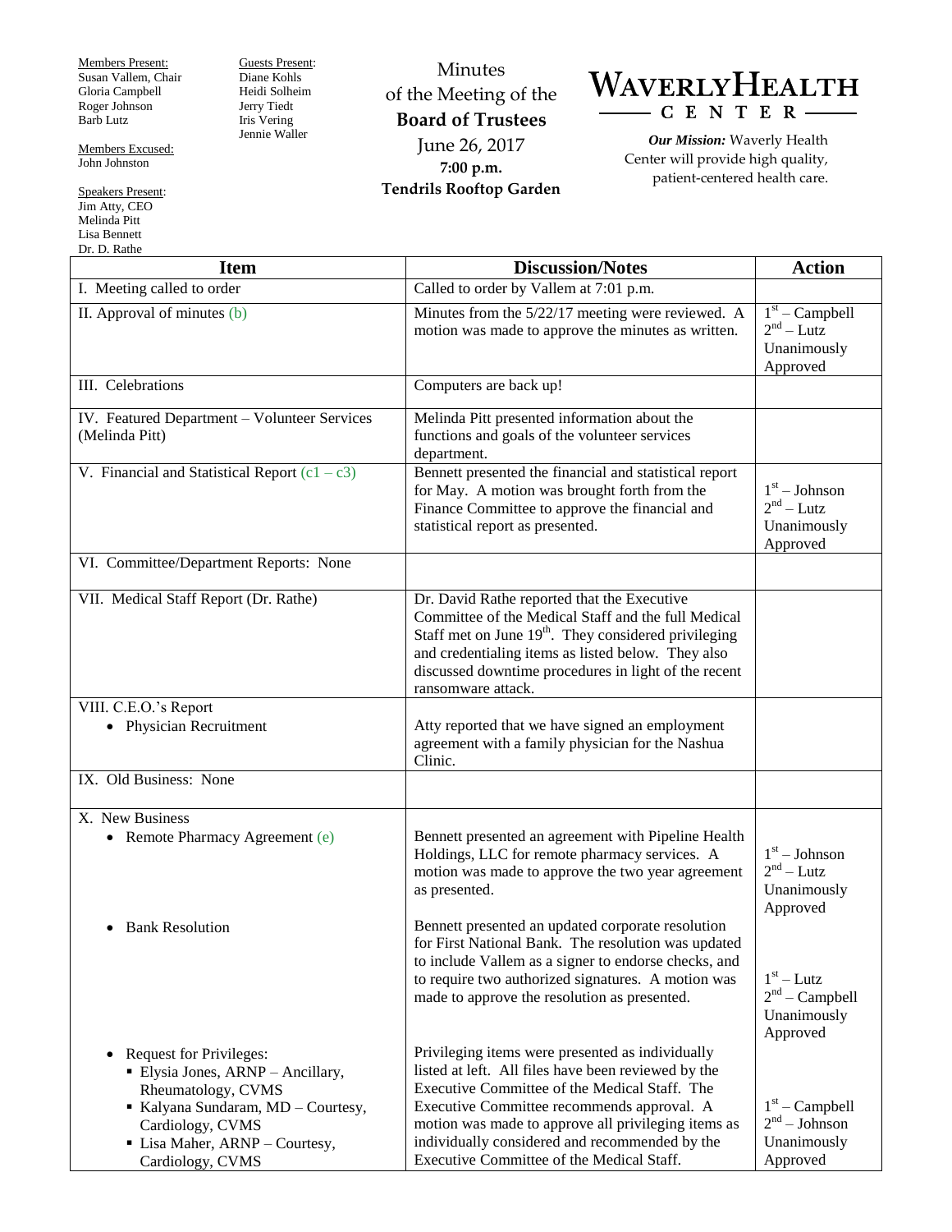Members Present:
Susan Vallem, Chair
Gloria Campbell
Roger Johnson
Barb Lutz

Members Excused:
John Johnston

Speakers Present:
Jim Atty, CEO
Melinda Pitt
Lisa Bennett
Dr. D. Rathe

Guests Present:
Diane Kohls
Heidi Solheim
Jerry Tiedt
Iris Vering
Jennie Waller

Minutes
of the Meeting of the
**Board of Trustees**
June 26, 2017
**7:00 p.m.**
**Tendrils Rooftop Garden**

**WAVERLY HEALTH CENTER**

***Our Mission:*** Waverly Health Center will provide high quality, patient-centered health care.

| Item | Discussion/Notes | Action |
|---|---|---|
| I. Meeting called to order | Called to order by Vallem at 7:01 p.m. | |
| II. Approval of minutes (b) | Minutes from the 5/22/17 meeting were reviewed. A motion was made to approve the minutes as written. | 1st – Campbell<br>2nd – Lutz<br>Unanimously Approved |
| III. Celebrations | Computers are back up! | |
| IV. Featured Department – Volunteer Services (Melinda Pitt) | Melinda Pitt presented information about the functions and goals of the volunteer services department. | |
| V. Financial and Statistical Report (c1 – c3) | Bennett presented the financial and statistical report for May. A motion was brought forth from the Finance Committee to approve the financial and statistical report as presented. | 1st – Johnson<br>2nd – Lutz<br>Unanimously Approved |
| VI. Committee/Department Reports: None | | |
| VII. Medical Staff Report (Dr. Rathe) | Dr. David Rathe reported that the Executive Committee of the Medical Staff and the full Medical Staff met on June 19th. They considered privileging and credentialing items as listed below. They also discussed downtime procedures in light of the recent ransomware attack. | |
| VIII. C.E.O.'s Report<br>• Physician Recruitment | Atty reported that we have signed an employment agreement with a family physician for the Nashua Clinic. | |
| IX. Old Business: None | | |
| X. New Business<br>• Remote Pharmacy Agreement (e) | Bennett presented an agreement with Pipeline Health Holdings, LLC for remote pharmacy services. A motion was made to approve the two year agreement as presented. | 1st – Johnson<br>2nd – Lutz<br>Unanimously Approved |
| • Bank Resolution | Bennett presented an updated corporate resolution for First National Bank. The resolution was updated to include Vallem as a signer to endorse checks, and to require two authorized signatures. A motion was made to approve the resolution as presented. | 1st – Lutz<br>2nd – Campbell<br>Unanimously Approved |
| • Request for Privileges:<br>▪ Elysia Jones, ARNP – Ancillary, Rheumatology, CVMS<br>▪ Kalyana Sundaram, MD – Courtesy, Cardiology, CVMS<br>▪ Lisa Maher, ARNP – Courtesy, Cardiology, CVMS | Privileging items were presented as individually listed at left. All files have been reviewed by the Executive Committee of the Medical Staff. The Executive Committee recommends approval. A motion was made to approve all privileging items as individually considered and recommended by the Executive Committee of the Medical Staff. | 1st – Campbell<br>2nd – Johnson<br>Unanimously Approved |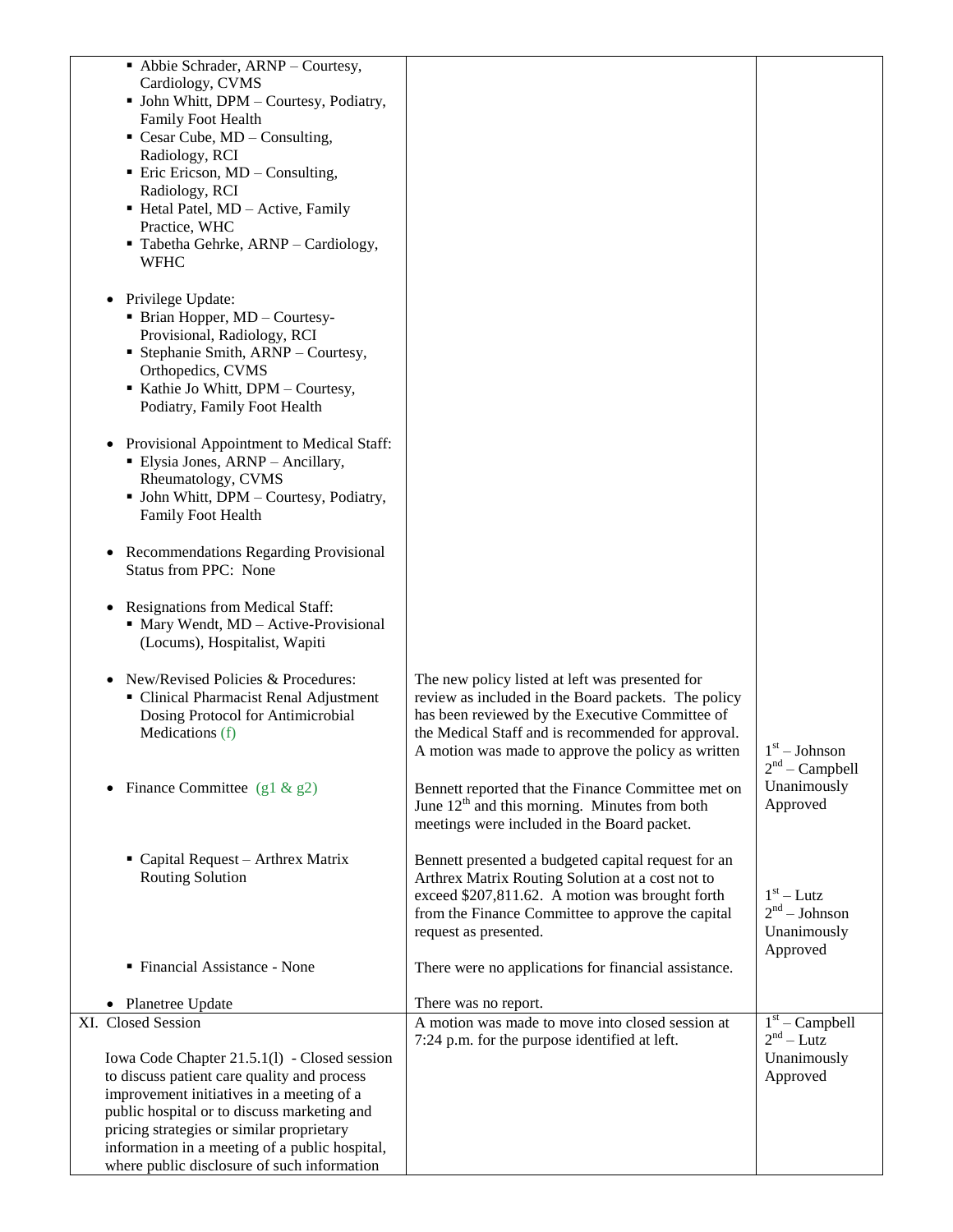| | | |
|---|---|---|
| ▪ Abbie Schrader, ARNP – Courtesy, Cardiology, CVMS<br>▪ John Whitt, DPM – Courtesy, Podiatry, Family Foot Health<br>▪ Cesar Cube, MD – Consulting, Radiology, RCI<br>▪ Eric Ericson, MD – Consulting, Radiology, RCI<br>▪ Hetal Patel, MD – Active, Family Practice, WHC<br>▪ Tabetha Gehrke, ARNP – Cardiology, WFHC<br><br>• Privilege Update:<br>▪ Brian Hopper, MD – Courtesy-Provisional, Radiology, RCI<br>▪ Stephanie Smith, ARNP – Courtesy, Orthopedics, CVMS<br>▪ Kathie Jo Whitt, DPM – Courtesy, Podiatry, Family Foot Health<br><br>• Provisional Appointment to Medical Staff:<br>▪ Elysia Jones, ARNP – Ancillary, Rheumatology, CVMS<br>▪ John Whitt, DPM – Courtesy, Podiatry, Family Foot Health<br><br>• Recommendations Regarding Provisional Status from PPC: None<br><br>• Resignations from Medical Staff:<br>▪ Mary Wendt, MD – Active-Provisional (Locums), Hospitalist, Wapiti | | |
| • New/Revised Policies & Procedures:<br>▪ Clinical Pharmacist Renal Adjustment Dosing Protocol for Antimicrobial Medications (f) | The new policy listed at left was presented for review as included in the Board packets. The policy has been reviewed by the Executive Committee of the Medical Staff and is recommended for approval. A motion was made to approve the policy as written | 1st – Johnson<br>2nd – Campbell<br>Unanimously Approved |
| • Finance Committee (g1 & g2) | Bennett reported that the Finance Committee met on June 12th and this morning. Minutes from both meetings were included in the Board packet. | |
| ▪ Capital Request – Arthrex Matrix Routing Solution | Bennett presented a budgeted capital request for an Arthrex Matrix Routing Solution at a cost not to exceed $207,811.62. A motion was brought forth from the Finance Committee to approve the capital request as presented. | 1st – Lutz<br>2nd – Johnson<br>Unanimously Approved |
| ▪ Financial Assistance - None | There were no applications for financial assistance. | |
| • Planetree Update | There was no report. | |
| XI. Closed Session<br><br>Iowa Code Chapter 21.5.1(l) - Closed session to discuss patient care quality and process improvement initiatives in a meeting of a public hospital or to discuss marketing and pricing strategies or similar proprietary information in a meeting of a public hospital, where public disclosure of such information | A motion was made to move into closed session at 7:24 p.m. for the purpose identified at left. | 1st – Campbell<br>2nd – Lutz<br>Unanimously Approved |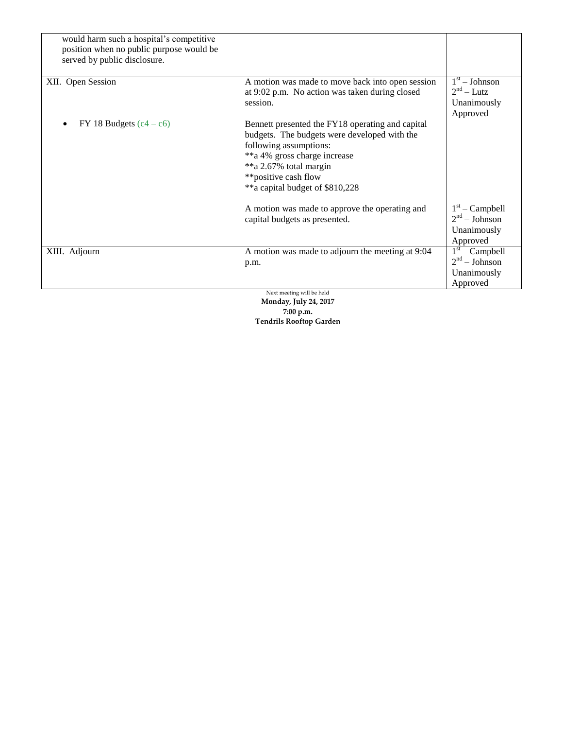| | | |
|---|---|---|
| would harm such a hospital's competitive position when no public purpose would be served by public disclosure. | | |
| XII. Open Session | A motion was made to move back into open session at 9:02 p.m. No action was taken during closed session. | 1st – Johnson<br>2nd – Lutz<br>Unanimously Approved |
| • FY 18 Budgets (c4 – c6) | Bennett presented the FY18 operating and capital budgets. The budgets were developed with the following assumptions:<br>**a 4% gross charge increase<br>**a 2.67% total margin<br>**positive cash flow<br>**a capital budget of $810,228 | |
| | A motion was made to approve the operating and capital budgets as presented. | 1st – Campbell<br>2nd – Johnson<br>Unanimously Approved |
| XIII. Adjourn | A motion was made to adjourn the meeting at 9:04 p.m. | 1st – Campbell<br>2nd – Johnson<br>Unanimously Approved |

Next meeting will be held
**Monday, July 24, 2017**
**7:00 p.m.**
**Tendrils Rooftop Garden**